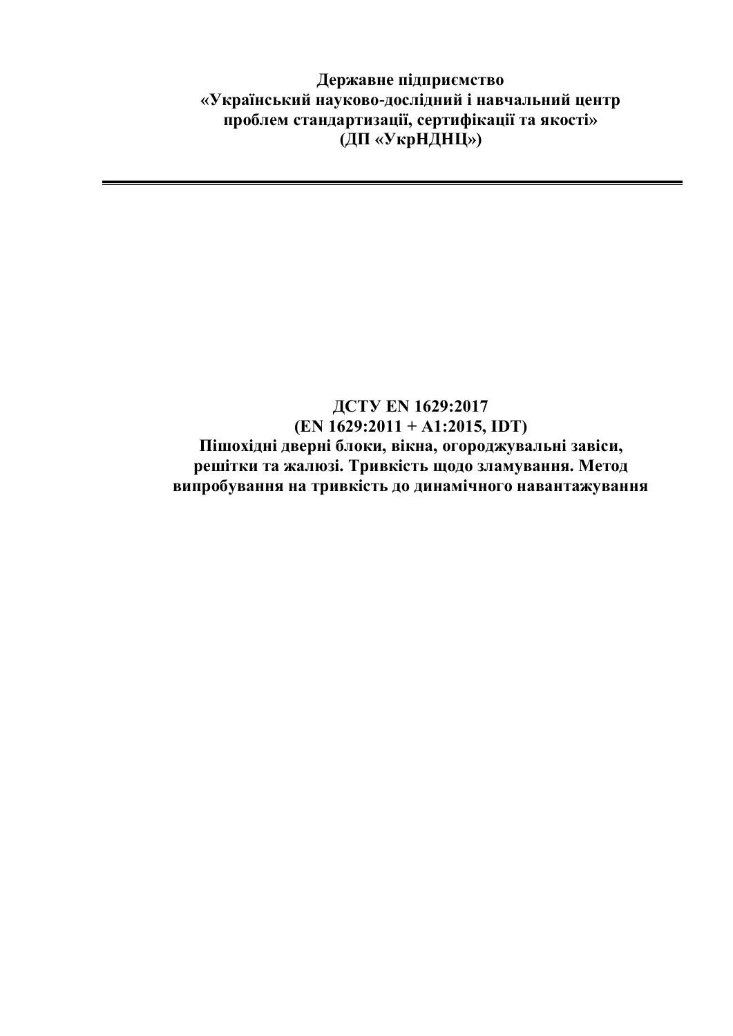**Державне підприємство**
**«Український науково-дослідний і навчальний центр проблем стандартизації, сертифікації та якості»**
**(ДП «УкрНДНЦ»)**

---

# ДСТУ EN 1629:2017
# (EN 1629:2011 + A1:2015, IDT)
# Пішохідні дверні блоки, вікна, огороджувальні завіси, решітки та жалюзі. Тривкість щодо зламування. Метод випробування на тривкість до динамічного навантажування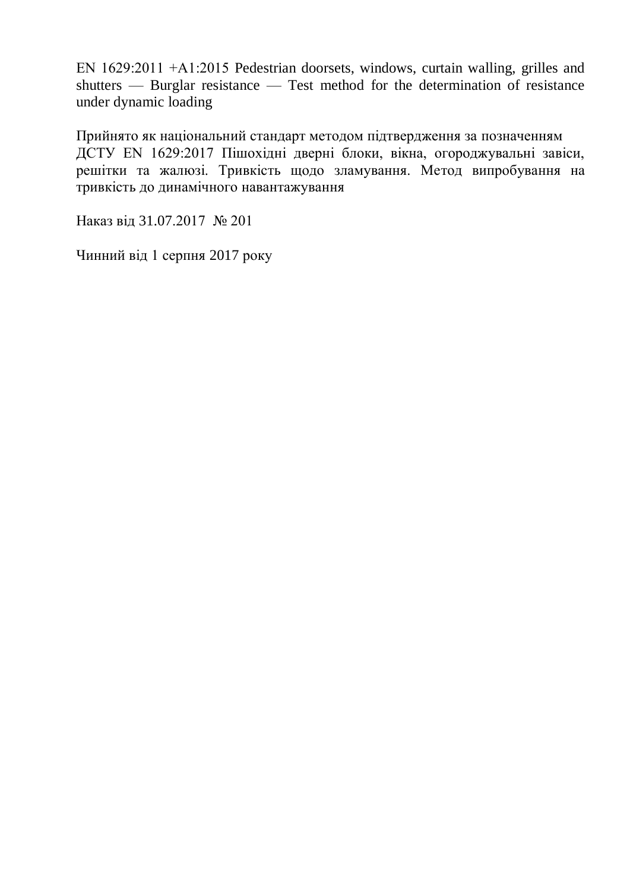EN 1629:2011 +A1:2015 Pedestrian doorsets, windows, curtain walling, grilles and shutters — Burglar resistance — Test method for the determination of resistance under dynamic loading

Прийнято як національний стандарт методом підтвердження за позначенням ДСТУ EN 1629:2017 Пішохідні дверні блоки, вікна, огороджувальні завіси, решітки та жалюзі. Тривкість щодо зламування. Метод випробування на тривкість до динамічного навантажування

Наказ від 31.07.2017 № 201

Чинний від 1 серпня 2017 року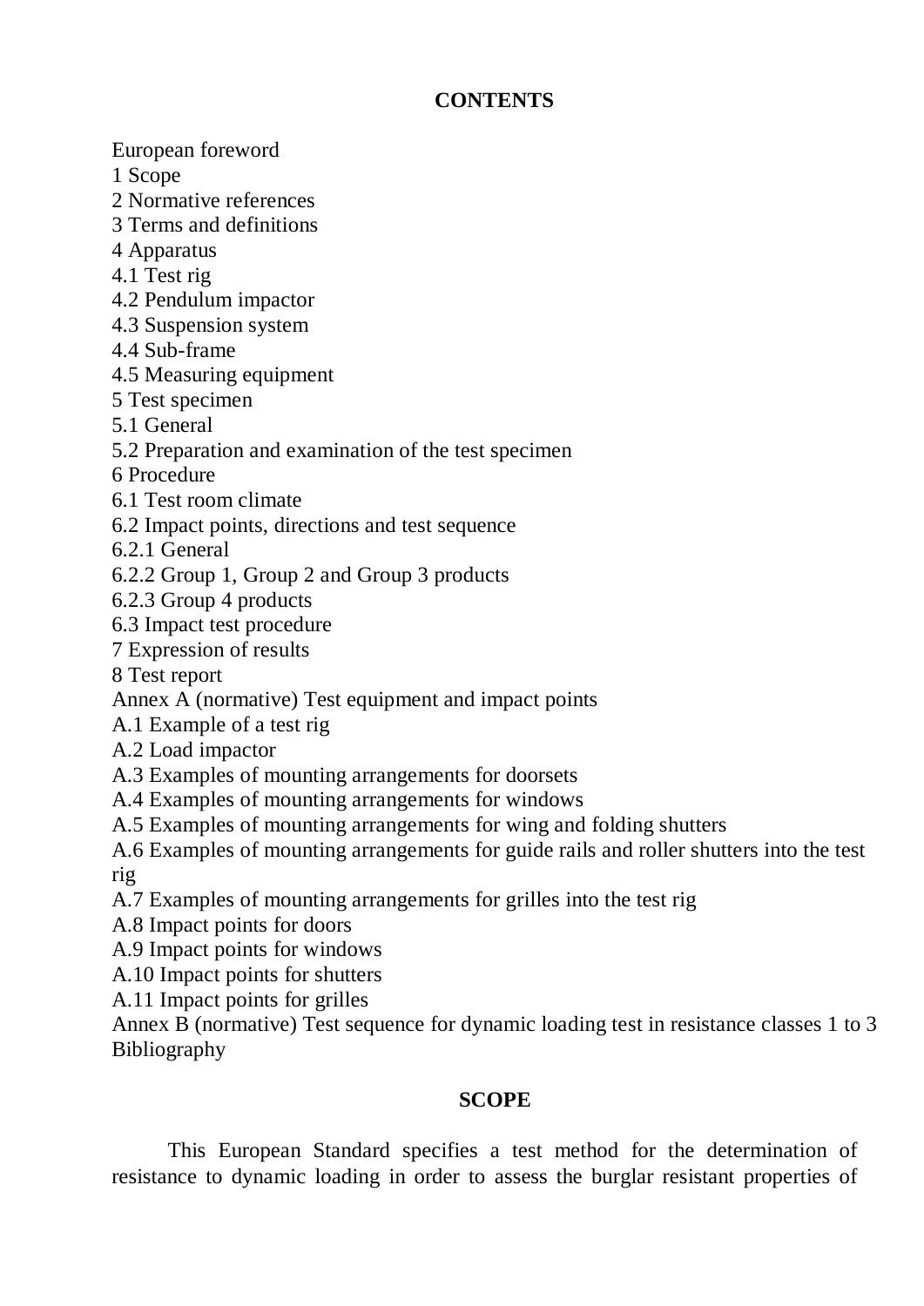## CONTENTS

European foreword
1 Scope
2 Normative references
3 Terms and definitions
4 Apparatus
4.1 Test rig
4.2 Pendulum impactor
4.3 Suspension system
4.4 Sub-frame
4.5 Measuring equipment
5 Test specimen
5.1 General
5.2 Preparation and examination of the test specimen
6 Procedure
6.1 Test room climate
6.2 Impact points, directions and test sequence
6.2.1 General
6.2.2 Group 1, Group 2 and Group 3 products
6.2.3 Group 4 products
6.3 Impact test procedure
7 Expression of results
8 Test report
Annex A (normative) Test equipment and impact points
A.1 Example of a test rig
A.2 Load impactor
A.3 Examples of mounting arrangements for doorsets
A.4 Examples of mounting arrangements for windows
A.5 Examples of mounting arrangements for wing and folding shutters
A.6 Examples of mounting arrangements for guide rails and roller shutters into the test rig
A.7 Examples of mounting arrangements for grilles into the test rig
A.8 Impact points for doors
A.9 Impact points for windows
A.10 Impact points for shutters
A.11 Impact points for grilles
Annex B (normative) Test sequence for dynamic loading test in resistance classes 1 to 3
Bibliography

## SCOPE

This European Standard specifies a test method for the determination of resistance to dynamic loading in order to assess the burglar resistant properties of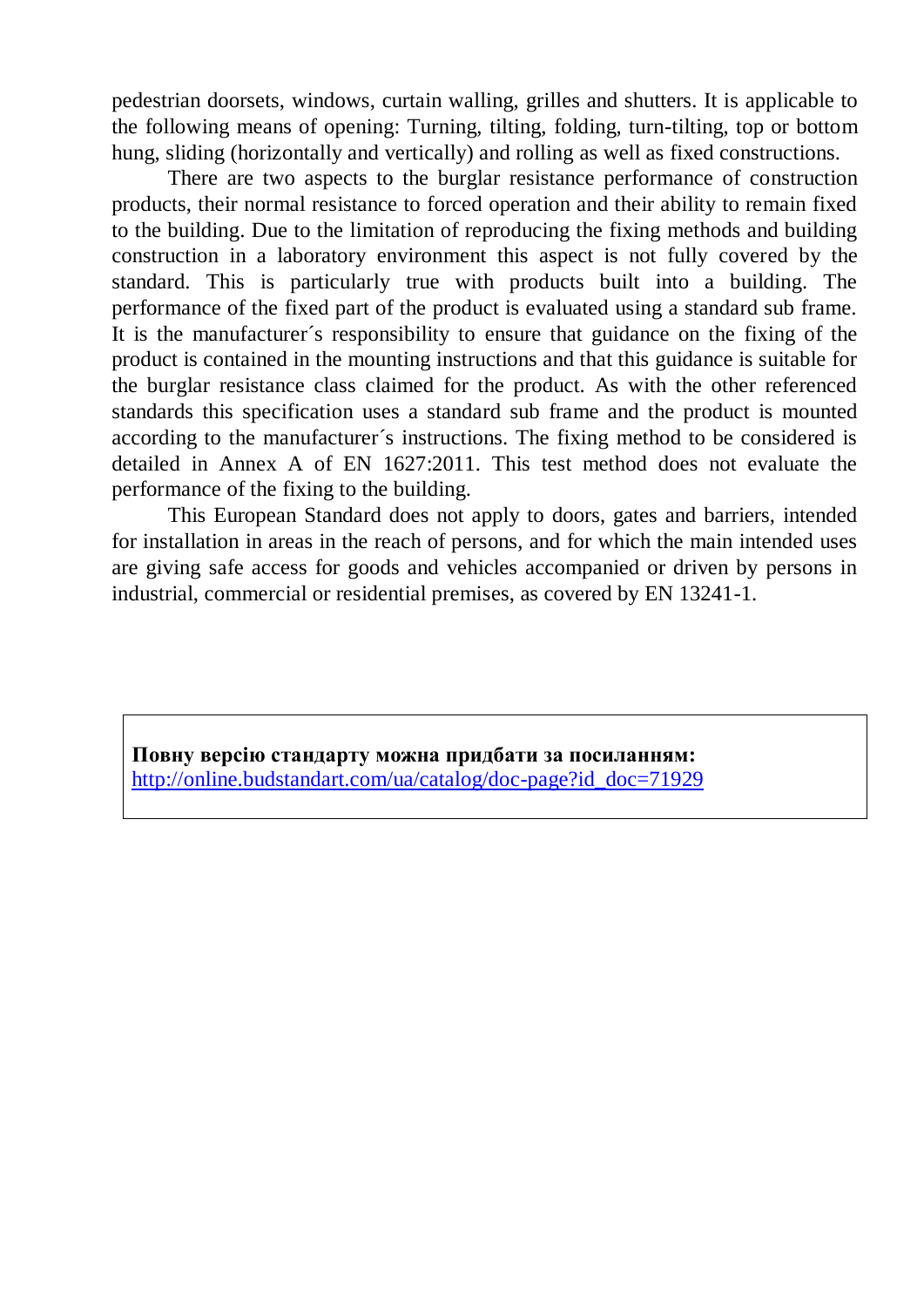pedestrian doorsets, windows, curtain walling, grilles and shutters. It is applicable to the following means of opening: Turning, tilting, folding, turn-tilting, top or bottom hung, sliding (horizontally and vertically) and rolling as well as fixed constructions.

There are two aspects to the burglar resistance performance of construction products, their normal resistance to forced operation and their ability to remain fixed to the building. Due to the limitation of reproducing the fixing methods and building construction in a laboratory environment this aspect is not fully covered by the standard. This is particularly true with products built into a building. The performance of the fixed part of the product is evaluated using a standard sub frame. It is the manufacturer´s responsibility to ensure that guidance on the fixing of the product is contained in the mounting instructions and that this guidance is suitable for the burglar resistance class claimed for the product. As with the other referenced standards this specification uses a standard sub frame and the product is mounted according to the manufacturer´s instructions. The fixing method to be considered is detailed in Annex A of EN 1627:2011. This test method does not evaluate the performance of the fixing to the building.

This European Standard does not apply to doors, gates and barriers, intended for installation in areas in the reach of persons, and for which the main intended uses are giving safe access for goods and vehicles accompanied or driven by persons in industrial, commercial or residential premises, as covered by EN 13241-1.

**Повну версію стандарту можна придбати за посиланням:**
http://online.budstandart.com/ua/catalog/doc-page?id_doc=71929